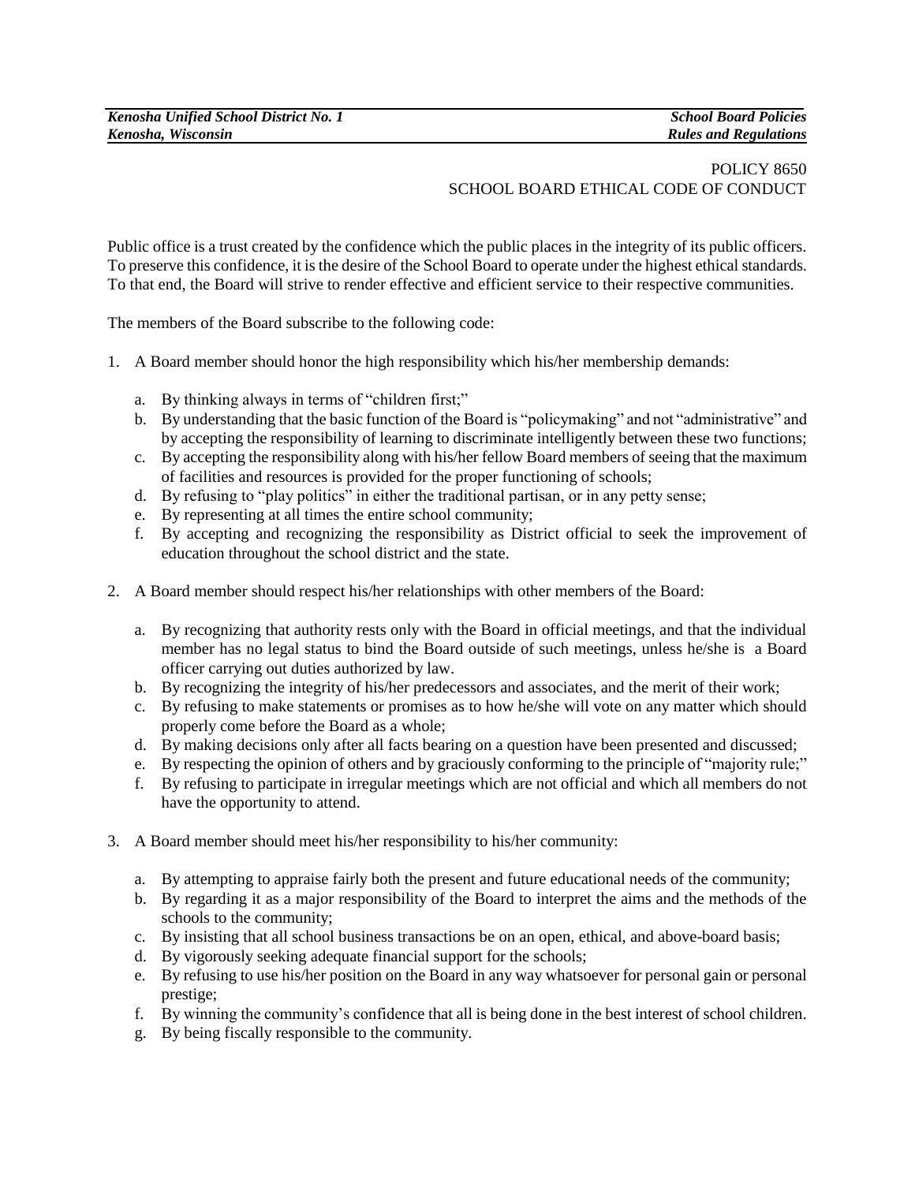# POLICY 8650
## SCHOOL BOARD ETHICAL CODE OF CONDUCT

Public office is a trust created by the confidence which the public places in the integrity of its public officers. To preserve this confidence, it is the desire of the School Board to operate under the highest ethical standards. To that end, the Board will strive to render effective and efficient service to their respective communities.

The members of the Board subscribe to the following code:

1. A Board member should honor the high responsibility which his/her membership demands:

   a. By thinking always in terms of "children first;"
   b. By understanding that the basic function of the Board is "policymaking" and not "administrative" and by accepting the responsibility of learning to discriminate intelligently between these two functions;
   c. By accepting the responsibility along with his/her fellow Board members of seeing that the maximum of facilities and resources is provided for the proper functioning of schools;
   d. By refusing to "play politics" in either the traditional partisan, or in any petty sense;
   e. By representing at all times the entire school community;
   f. By accepting and recognizing the responsibility as District official to seek the improvement of education throughout the school district and the state.

2. A Board member should respect his/her relationships with other members of the Board:

   a. By recognizing that authority rests only with the Board in official meetings, and that the individual member has no legal status to bind the Board outside of such meetings, unless he/she is a Board officer carrying out duties authorized by law.
   b. By recognizing the integrity of his/her predecessors and associates, and the merit of their work;
   c. By refusing to make statements or promises as to how he/she will vote on any matter which should properly come before the Board as a whole;
   d. By making decisions only after all facts bearing on a question have been presented and discussed;
   e. By respecting the opinion of others and by graciously conforming to the principle of "majority rule;"
   f. By refusing to participate in irregular meetings which are not official and which all members do not have the opportunity to attend.

3. A Board member should meet his/her responsibility to his/her community:

   a. By attempting to appraise fairly both the present and future educational needs of the community;
   b. By regarding it as a major responsibility of the Board to interpret the aims and the methods of the schools to the community;
   c. By insisting that all school business transactions be on an open, ethical, and above-board basis;
   d. By vigorously seeking adequate financial support for the schools;
   e. By refusing to use his/her position on the Board in any way whatsoever for personal gain or personal prestige;
   f. By winning the community's confidence that all is being done in the best interest of school children.
   g. By being fiscally responsible to the community.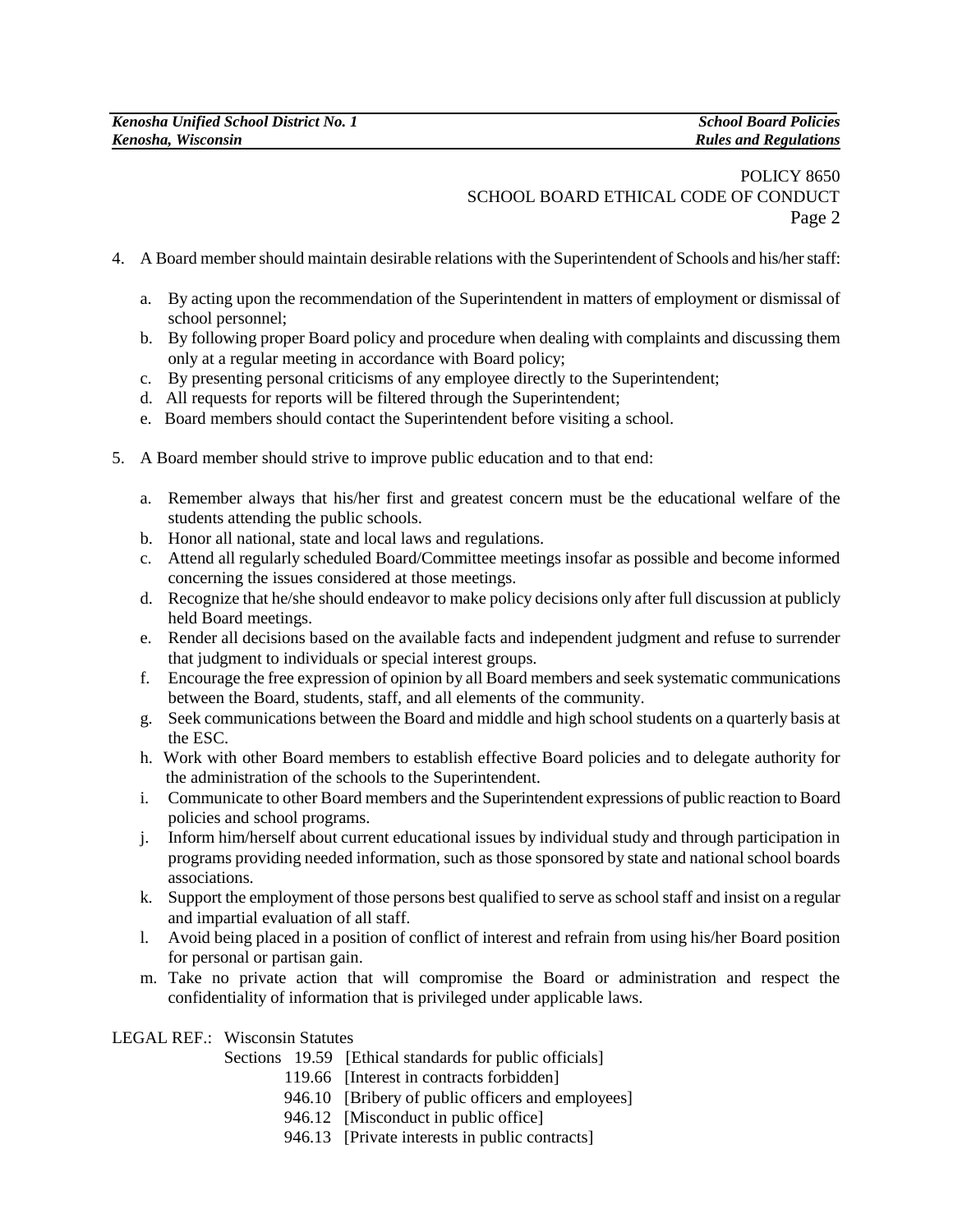4. A Board member should maintain desirable relations with the Superintendent of Schools and his/her staff:

   a. By acting upon the recommendation of the Superintendent in matters of employment or dismissal of school personnel;
   b. By following proper Board policy and procedure when dealing with complaints and discussing them only at a regular meeting in accordance with Board policy;
   c. By presenting personal criticisms of any employee directly to the Superintendent;
   d. All requests for reports will be filtered through the Superintendent;
   e. Board members should contact the Superintendent before visiting a school.

5. A Board member should strive to improve public education and to that end:

   a. Remember always that his/her first and greatest concern must be the educational welfare of the students attending the public schools.
   b. Honor all national, state and local laws and regulations.
   c. Attend all regularly scheduled Board/Committee meetings insofar as possible and become informed concerning the issues considered at those meetings.
   d. Recognize that he/she should endeavor to make policy decisions only after full discussion at publicly held Board meetings.
   e. Render all decisions based on the available facts and independent judgment and refuse to surrender that judgment to individuals or special interest groups.
   f. Encourage the free expression of opinion by all Board members and seek systematic communications between the Board, students, staff, and all elements of the community.
   g. Seek communications between the Board and middle and high school students on a quarterly basis at the ESC.
   h. Work with other Board members to establish effective Board policies and to delegate authority for the administration of the schools to the Superintendent.
   i. Communicate to other Board members and the Superintendent expressions of public reaction to Board policies and school programs.
   j. Inform him/herself about current educational issues by individual study and through participation in programs providing needed information, such as those sponsored by state and national school boards associations.
   k. Support the employment of those persons best qualified to serve as school staff and insist on a regular and impartial evaluation of all staff.
   l. Avoid being placed in a position of conflict of interest and refrain from using his/her Board position for personal or partisan gain.
   m. Take no private action that will compromise the Board or administration and respect the confidentiality of information that is privileged under applicable laws.

LEGAL REF.: Wisconsin Statutes

Sections 19.59 [Ethical standards for public officials]
119.66 [Interest in contracts forbidden]
946.10 [Bribery of public officers and employees]
946.12 [Misconduct in public office]
946.13 [Private interests in public contracts]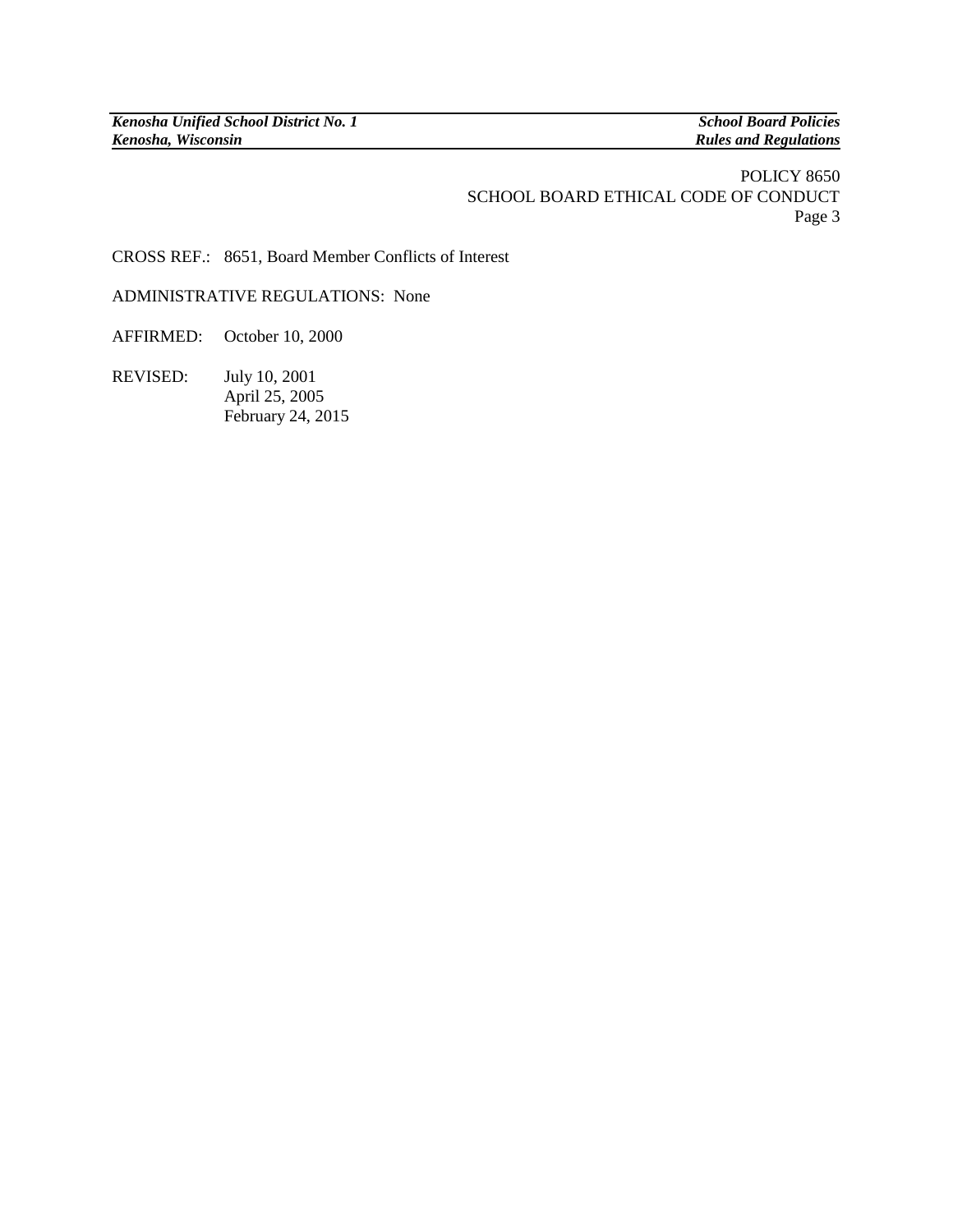CROSS REF.: 8651, Board Member Conflicts of Interest

ADMINISTRATIVE REGULATIONS: None

AFFIRMED: October 10, 2000

REVISED: July 10, 2001
April 25, 2005
February 24, 2015